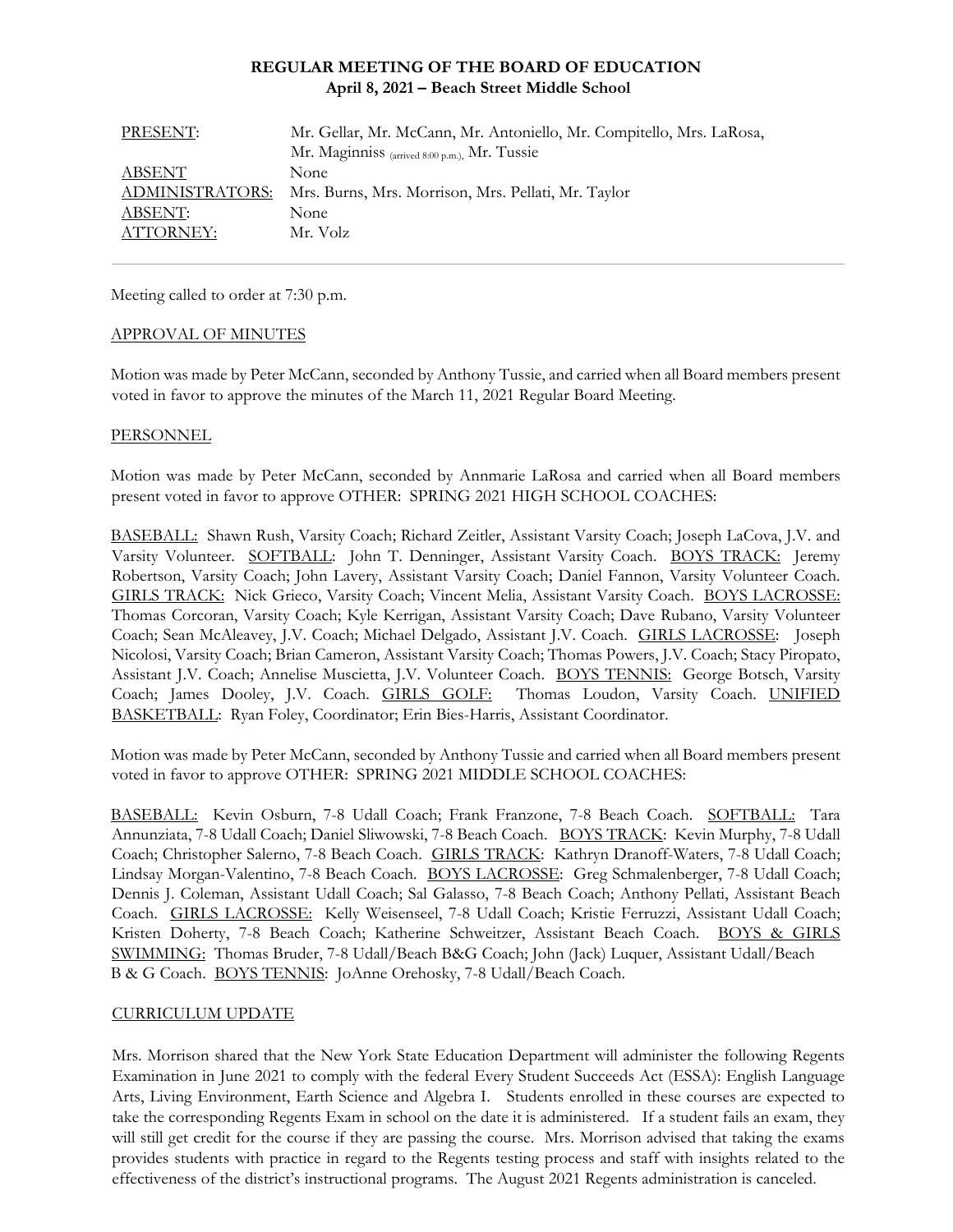**REGULAR MEETING OF THE BOARD OF EDUCATION**
**April 8, 2021 – Beach Street Middle School**

| | |
|---|---|
| PRESENT: | Mr. Gellar, Mr. McCann, Mr. Antoniello, Mr. Compitello, Mrs. LaRosa, Mr. Maginniss (arrived 8:00 p.m.), Mr. Tussie |
| ABSENT | None |
| ADMINISTRATORS: | Mrs. Burns, Mrs. Morrison, Mrs. Pellati, Mr. Taylor |
| ABSENT: | None |
| ATTORNEY: | Mr. Volz |

Meeting called to order at 7:30 p.m.

APPROVAL OF MINUTES

Motion was made by Peter McCann, seconded by Anthony Tussie, and carried when all Board members present voted in favor to approve the minutes of the March 11, 2021 Regular Board Meeting.

PERSONNEL

Motion was made by Peter McCann, seconded by Annmarie LaRosa and carried when all Board members present voted in favor to approve OTHER: SPRING 2021 HIGH SCHOOL COACHES:

BASEBALL: Shawn Rush, Varsity Coach; Richard Zeitler, Assistant Varsity Coach; Joseph LaCova, J.V. and Varsity Volunteer. SOFTBALL: John T. Denninger, Assistant Varsity Coach. BOYS TRACK: Jeremy Robertson, Varsity Coach; John Lavery, Assistant Varsity Coach; Daniel Fannon, Varsity Volunteer Coach. GIRLS TRACK: Nick Grieco, Varsity Coach; Vincent Melia, Assistant Varsity Coach. BOYS LACROSSE: Thomas Corcoran, Varsity Coach; Kyle Kerrigan, Assistant Varsity Coach; Dave Rubano, Varsity Volunteer Coach; Sean McAleavey, J.V. Coach; Michael Delgado, Assistant J.V. Coach. GIRLS LACROSSE: Joseph Nicolosi, Varsity Coach; Brian Cameron, Assistant Varsity Coach; Thomas Powers, J.V. Coach; Stacy Piropato, Assistant J.V. Coach; Annelise Muscietta, J.V. Volunteer Coach. BOYS TENNIS: George Botsch, Varsity Coach; James Dooley, J.V. Coach. GIRLS GOLF: Thomas Loudon, Varsity Coach. UNIFIED BASKETBALL: Ryan Foley, Coordinator; Erin Bies-Harris, Assistant Coordinator.

Motion was made by Peter McCann, seconded by Anthony Tussie and carried when all Board members present voted in favor to approve OTHER: SPRING 2021 MIDDLE SCHOOL COACHES:

BASEBALL: Kevin Osburn, 7-8 Udall Coach; Frank Franzone, 7-8 Beach Coach. SOFTBALL: Tara Annunziata, 7-8 Udall Coach; Daniel Sliwowski, 7-8 Beach Coach. BOYS TRACK: Kevin Murphy, 7-8 Udall Coach; Christopher Salerno, 7-8 Beach Coach. GIRLS TRACK: Kathryn Dranoff-Waters, 7-8 Udall Coach; Lindsay Morgan-Valentino, 7-8 Beach Coach. BOYS LACROSSE: Greg Schmalenberger, 7-8 Udall Coach; Dennis J. Coleman, Assistant Udall Coach; Sal Galasso, 7-8 Beach Coach; Anthony Pellati, Assistant Beach Coach. GIRLS LACROSSE: Kelly Weisenseel, 7-8 Udall Coach; Kristie Ferruzzi, Assistant Udall Coach; Kristen Doherty, 7-8 Beach Coach; Katherine Schweitzer, Assistant Beach Coach. BOYS & GIRLS SWIMMING: Thomas Bruder, 7-8 Udall/Beach B&G Coach; John (Jack) Luquer, Assistant Udall/Beach B & G Coach. BOYS TENNIS: JoAnne Orehosky, 7-8 Udall/Beach Coach.

CURRICULUM UPDATE

Mrs. Morrison shared that the New York State Education Department will administer the following Regents Examination in June 2021 to comply with the federal Every Student Succeeds Act (ESSA): English Language Arts, Living Environment, Earth Science and Algebra I. Students enrolled in these courses are expected to take the corresponding Regents Exam in school on the date it is administered. If a student fails an exam, they will still get credit for the course if they are passing the course. Mrs. Morrison advised that taking the exams provides students with practice in regard to the Regents testing process and staff with insights related to the effectiveness of the district's instructional programs. The August 2021 Regents administration is canceled.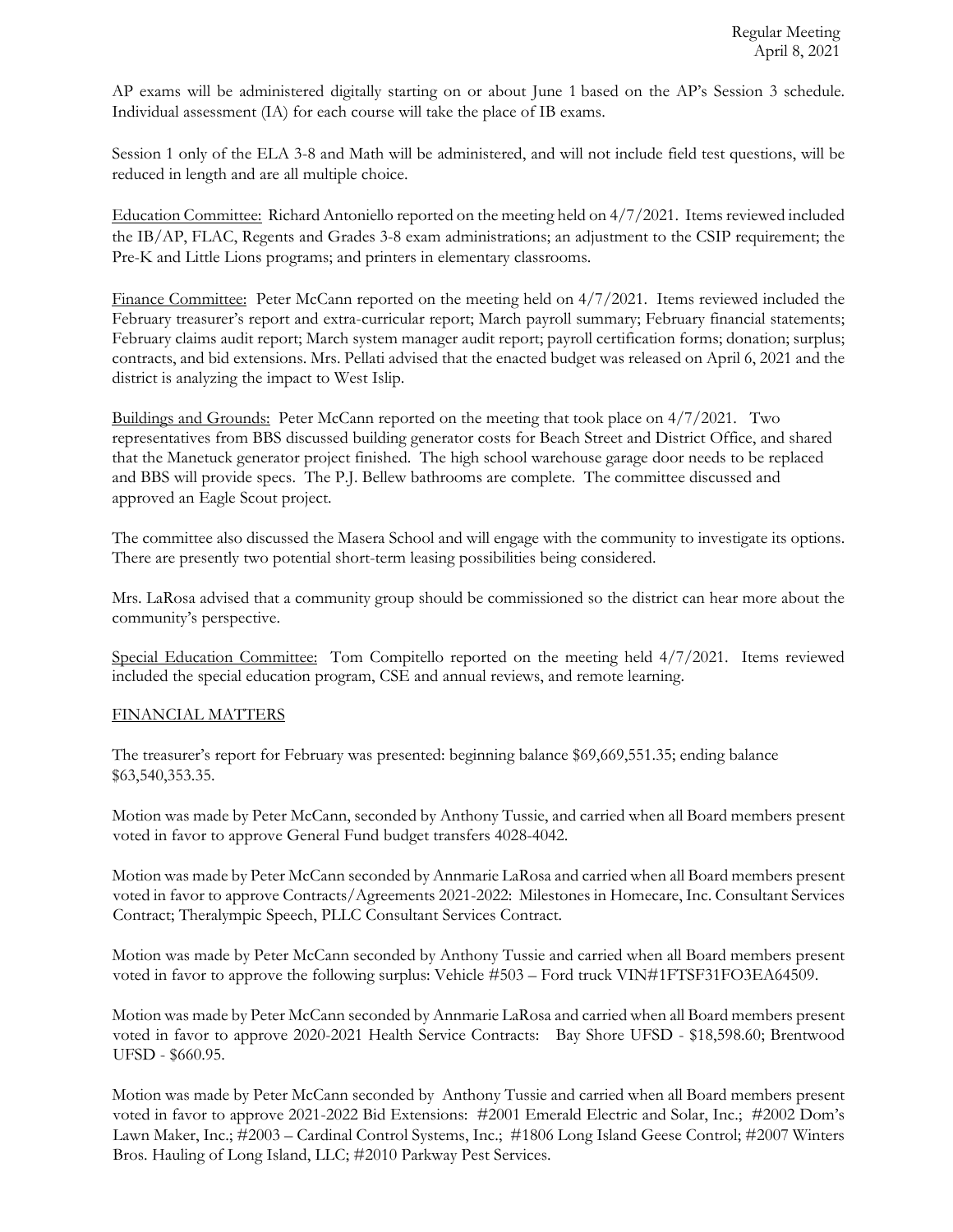AP exams will be administered digitally starting on or about June 1 based on the AP's Session 3 schedule. Individual assessment (IA) for each course will take the place of IB exams.

Session 1 only of the ELA 3-8 and Math will be administered, and will not include field test questions, will be reduced in length and are all multiple choice.

Education Committee: Richard Antoniello reported on the meeting held on 4/7/2021. Items reviewed included the IB/AP, FLAC, Regents and Grades 3-8 exam administrations; an adjustment to the CSIP requirement; the Pre-K and Little Lions programs; and printers in elementary classrooms.

Finance Committee: Peter McCann reported on the meeting held on 4/7/2021. Items reviewed included the February treasurer's report and extra-curricular report; March payroll summary; February financial statements; February claims audit report; March system manager audit report; payroll certification forms; donation; surplus; contracts, and bid extensions. Mrs. Pellati advised that the enacted budget was released on April 6, 2021 and the district is analyzing the impact to West Islip.

Buildings and Grounds: Peter McCann reported on the meeting that took place on 4/7/2021. Two representatives from BBS discussed building generator costs for Beach Street and District Office, and shared that the Manetuck generator project finished. The high school warehouse garage door needs to be replaced and BBS will provide specs. The P.J. Bellew bathrooms are complete. The committee discussed and approved an Eagle Scout project.

The committee also discussed the Masera School and will engage with the community to investigate its options. There are presently two potential short-term leasing possibilities being considered.

Mrs. LaRosa advised that a community group should be commissioned so the district can hear more about the community's perspective.

Special Education Committee: Tom Compitello reported on the meeting held 4/7/2021. Items reviewed included the special education program, CSE and annual reviews, and remote learning.

## FINANCIAL MATTERS

The treasurer's report for February was presented: beginning balance \$69,669,551.35; ending balance \$63,540,353.35.

Motion was made by Peter McCann, seconded by Anthony Tussie, and carried when all Board members present voted in favor to approve General Fund budget transfers 4028-4042.

Motion was made by Peter McCann seconded by Annmarie LaRosa and carried when all Board members present voted in favor to approve Contracts/Agreements 2021-2022: Milestones in Homecare, Inc. Consultant Services Contract; Theralympic Speech, PLLC Consultant Services Contract.

Motion was made by Peter McCann seconded by Anthony Tussie and carried when all Board members present voted in favor to approve the following surplus: Vehicle #503 – Ford truck VIN#1FTSF31FO3EA64509.

Motion was made by Peter McCann seconded by Annmarie LaRosa and carried when all Board members present voted in favor to approve 2020-2021 Health Service Contracts: Bay Shore UFSD - \$18,598.60; Brentwood UFSD - \$660.95.

Motion was made by Peter McCann seconded by Anthony Tussie and carried when all Board members present voted in favor to approve 2021-2022 Bid Extensions: #2001 Emerald Electric and Solar, Inc.; #2002 Dom's Lawn Maker, Inc.; #2003 – Cardinal Control Systems, Inc.; #1806 Long Island Geese Control; #2007 Winters Bros. Hauling of Long Island, LLC; #2010 Parkway Pest Services.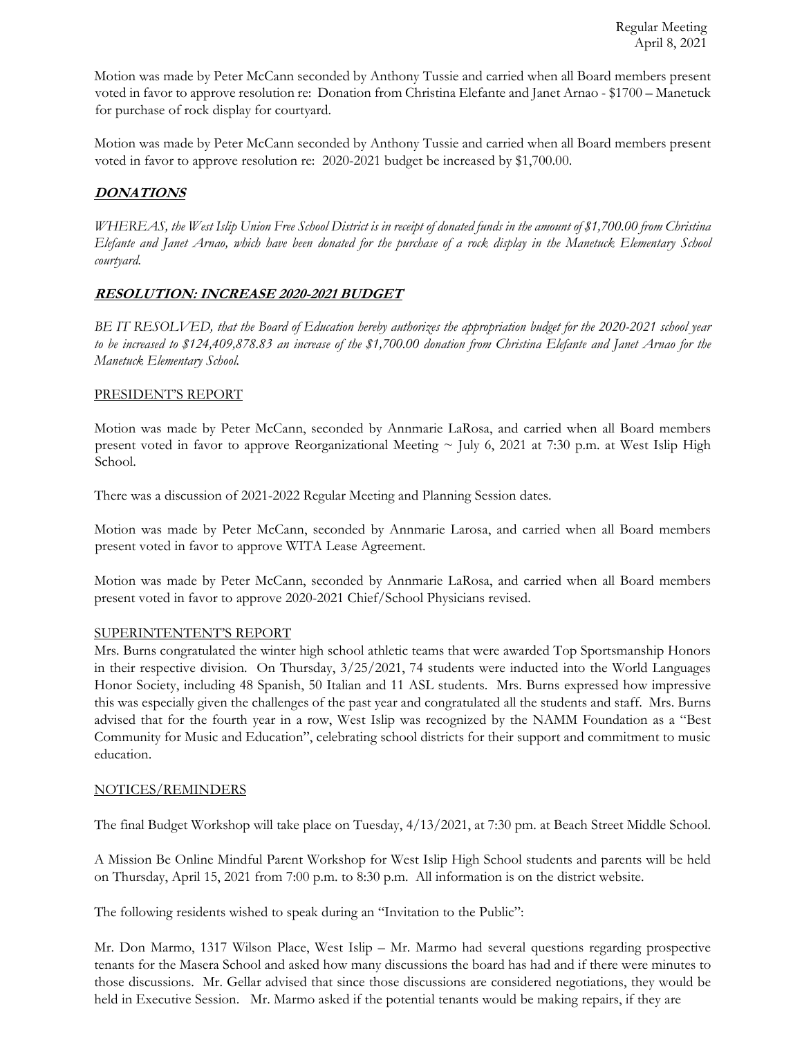Motion was made by Peter McCann seconded by Anthony Tussie and carried when all Board members present voted in favor to approve resolution re: Donation from Christina Elefante and Janet Arnao - $1700 – Manetuck for purchase of rock display for courtyard.

Motion was made by Peter McCann seconded by Anthony Tussie and carried when all Board members present voted in favor to approve resolution re: 2020-2021 budget be increased by $1,700.00.

## ***DONATIONS***

*WHEREAS, the West Islip Union Free School District is in receipt of donated funds in the amount of $1,700.00 from Christina Elefante and Janet Arnao, which have been donated for the purchase of a rock display in the Manetuck Elementary School courtyard.*

## ***RESOLUTION: INCREASE 2020-2021 BUDGET***

*BE IT RESOLVED, that the Board of Education hereby authorizes the appropriation budget for the 2020-2021 school year to be increased to $124,409,878.83 an increase of the $1,700.00 donation from Christina Elefante and Janet Arnao for the Manetuck Elementary School.*

## PRESIDENT'S REPORT

Motion was made by Peter McCann, seconded by Annmarie LaRosa, and carried when all Board members present voted in favor to approve Reorganizational Meeting ~ July 6, 2021 at 7:30 p.m. at West Islip High School.

There was a discussion of 2021-2022 Regular Meeting and Planning Session dates.

Motion was made by Peter McCann, seconded by Annmarie Larosa, and carried when all Board members present voted in favor to approve WITA Lease Agreement.

Motion was made by Peter McCann, seconded by Annmarie LaRosa, and carried when all Board members present voted in favor to approve 2020-2021 Chief/School Physicians revised.

## SUPERINTENTENT'S REPORT

Mrs. Burns congratulated the winter high school athletic teams that were awarded Top Sportsmanship Honors in their respective division. On Thursday, 3/25/2021, 74 students were inducted into the World Languages Honor Society, including 48 Spanish, 50 Italian and 11 ASL students. Mrs. Burns expressed how impressive this was especially given the challenges of the past year and congratulated all the students and staff. Mrs. Burns advised that for the fourth year in a row, West Islip was recognized by the NAMM Foundation as a "Best Community for Music and Education", celebrating school districts for their support and commitment to music education.

## NOTICES/REMINDERS

The final Budget Workshop will take place on Tuesday, 4/13/2021, at 7:30 pm. at Beach Street Middle School.

A Mission Be Online Mindful Parent Workshop for West Islip High School students and parents will be held on Thursday, April 15, 2021 from 7:00 p.m. to 8:30 p.m. All information is on the district website.

The following residents wished to speak during an "Invitation to the Public":

Mr. Don Marmo, 1317 Wilson Place, West Islip – Mr. Marmo had several questions regarding prospective tenants for the Masera School and asked how many discussions the board has had and if there were minutes to those discussions. Mr. Gellar advised that since those discussions are considered negotiations, they would be held in Executive Session. Mr. Marmo asked if the potential tenants would be making repairs, if they are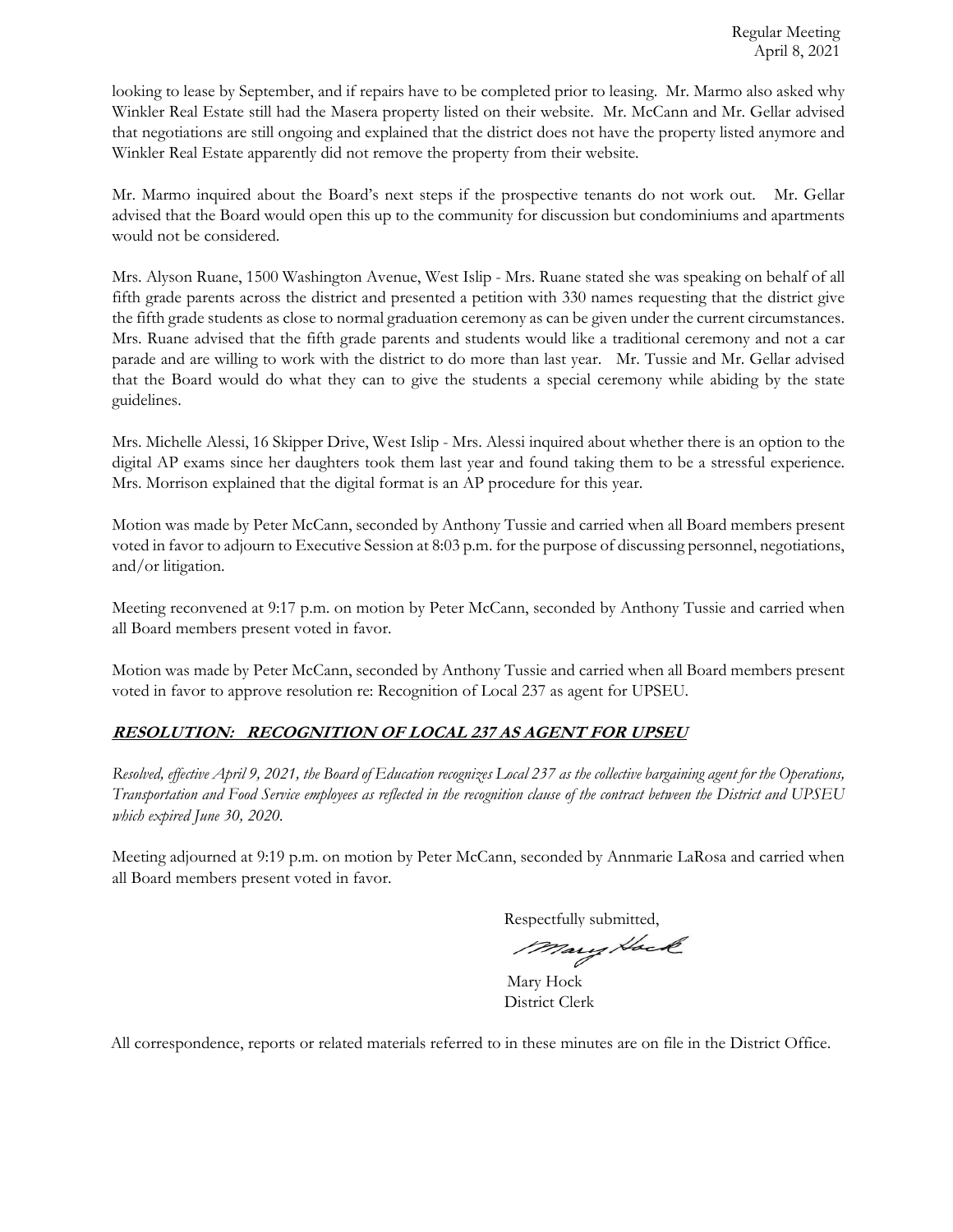looking to lease by September, and if repairs have to be completed prior to leasing. Mr. Marmo also asked why Winkler Real Estate still had the Masera property listed on their website. Mr. McCann and Mr. Gellar advised that negotiations are still ongoing and explained that the district does not have the property listed anymore and Winkler Real Estate apparently did not remove the property from their website.

Mr. Marmo inquired about the Board's next steps if the prospective tenants do not work out. Mr. Gellar advised that the Board would open this up to the community for discussion but condominiums and apartments would not be considered.

Mrs. Alyson Ruane, 1500 Washington Avenue, West Islip - Mrs. Ruane stated she was speaking on behalf of all fifth grade parents across the district and presented a petition with 330 names requesting that the district give the fifth grade students as close to normal graduation ceremony as can be given under the current circumstances. Mrs. Ruane advised that the fifth grade parents and students would like a traditional ceremony and not a car parade and are willing to work with the district to do more than last year. Mr. Tussie and Mr. Gellar advised that the Board would do what they can to give the students a special ceremony while abiding by the state guidelines.

Mrs. Michelle Alessi, 16 Skipper Drive, West Islip - Mrs. Alessi inquired about whether there is an option to the digital AP exams since her daughters took them last year and found taking them to be a stressful experience. Mrs. Morrison explained that the digital format is an AP procedure for this year.

Motion was made by Peter McCann, seconded by Anthony Tussie and carried when all Board members present voted in favor to adjourn to Executive Session at 8:03 p.m. for the purpose of discussing personnel, negotiations, and/or litigation.

Meeting reconvened at 9:17 p.m. on motion by Peter McCann, seconded by Anthony Tussie and carried when all Board members present voted in favor.

Motion was made by Peter McCann, seconded by Anthony Tussie and carried when all Board members present voted in favor to approve resolution re: Recognition of Local 237 as agent for UPSEU.

**RESOLUTION: RECOGNITION OF LOCAL 237 AS AGENT FOR UPSEU**

*Resolved, effective April 9, 2021, the Board of Education recognizes Local 237 as the collective bargaining agent for the Operations, Transportation and Food Service employees as reflected in the recognition clause of the contract between the District and UPSEU which expired June 30, 2020.*

Meeting adjourned at 9:19 p.m. on motion by Peter McCann, seconded by Annmarie LaRosa and carried when all Board members present voted in favor.

Respectfully submitted,

Mary Hock

Mary Hock
District Clerk

All correspondence, reports or related materials referred to in these minutes are on file in the District Office.